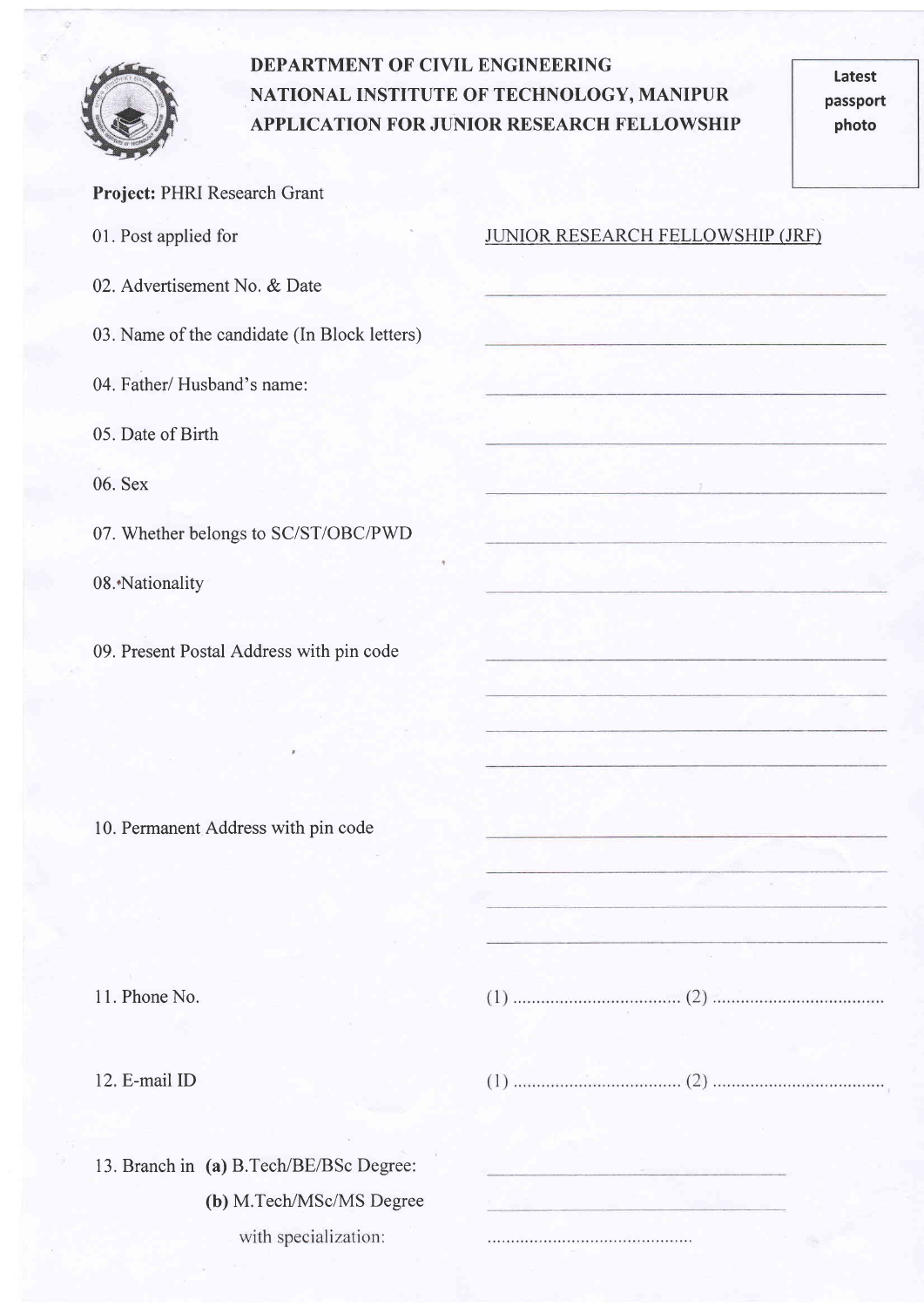# DEPARTMENT OF CIVIL ENGINEERING
## NATIONAL INSTITUTE OF TECHNOLOGY, MANIPUR
## APPLICATION FOR JUNIOR RESEARCH FELLOWSHIP

Latest passport photo

**Project:** PHRI Research Grant

01. Post applied for: JUNIOR RESEARCH FELLOWSHIP (JRF)

02. Advertisement No. & Date: ______________________

03. Name of the candidate (In Block letters): ______________________

04. Father/ Husband's name: ______________________

05. Date of Birth: ______________________

06. Sex: ______________________

07. Whether belongs to SC/ST/OBC/PWD: ______________________

08. Nationality: ______________________

09. Present Postal Address with pin code: ______________________
______________________
______________________
______________________

10. Permanent Address with pin code: ______________________
______________________
______________________
______________________

11. Phone No. (1) .................................... (2) ....................................

12. E-mail ID (1) .................................... (2) ....................................

13. Branch in **(a)** B.Tech/BE/BSc Degree: ______________________

**(b)** M.Tech/MSc/MS Degree with specialization: ______________________ ..........................................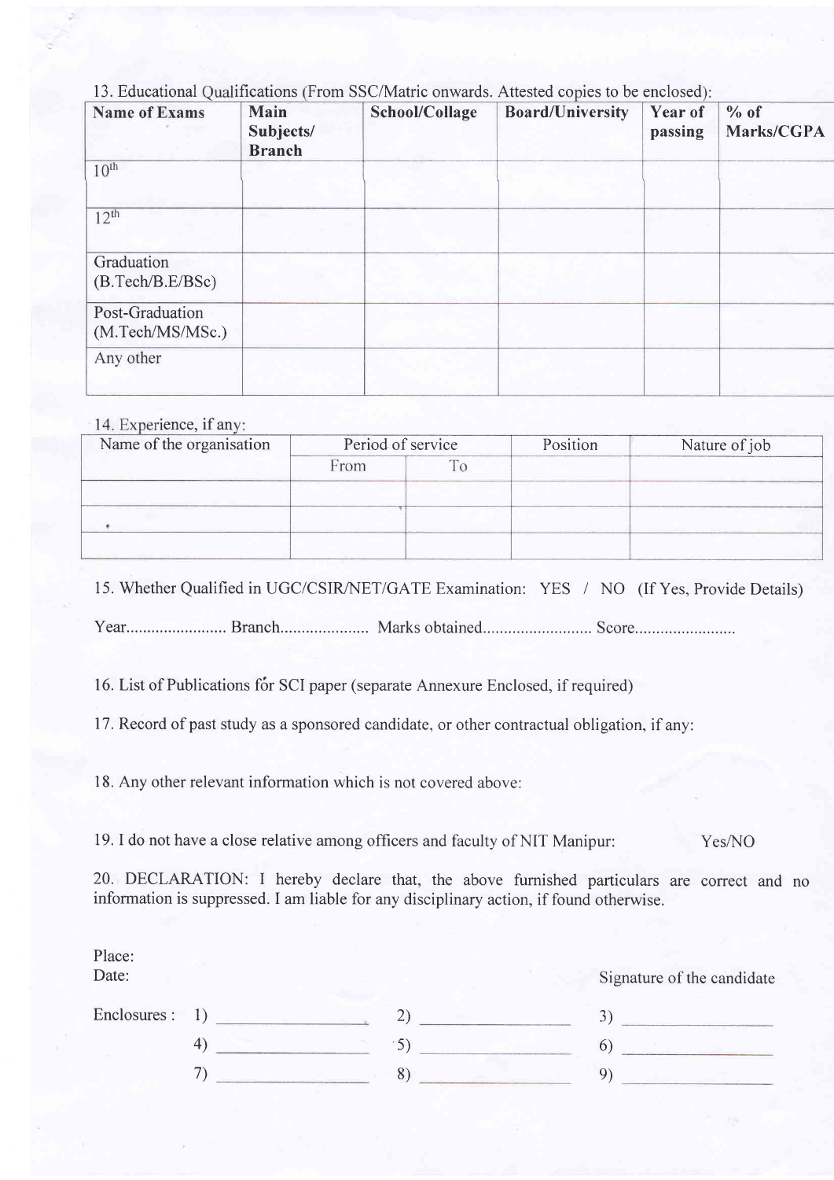13. Educational Qualifications (From SSC/Matric onwards. Attested copies to be enclosed):

| Name of Exams | Main Subjects/ Branch | School/Collage | Board/University | Year of passing | % of Marks/CGPA |
|---|---|---|---|---|---|
| 10th | | | | | |
| 12th | | | | | |
| Graduation (B.Tech/B.E/BSc) | | | | | |
| Post-Graduation (M.Tech/MS/MSc.) | | | | | |
| Any other | | | | | |

14. Experience, if any:

| Name of the organisation | Period of service | | Position | Nature of job |
|---|---|---|---|---|
| | From | To | | |
| | | | | |
| | | | | |
| | | | | |

15. Whether Qualified in UGC/CSIR/NET/GATE Examination: YES / NO (If Yes, Provide Details)

Year........................ Branch..................... Marks obtained.......................... Score........................

16. List of Publications for SCI paper (separate Annexure Enclosed, if required)

17. Record of past study as a sponsored candidate, or other contractual obligation, if any:

18. Any other relevant information which is not covered above:

19. I do not have a close relative among officers and faculty of NIT Manipur: Yes/NO

20. DECLARATION: I hereby declare that, the above furnished particulars are correct and no information is suppressed. I am liable for any disciplinary action, if found otherwise.

Place:

Date:

Signature of the candidate

Enclosures : 1) ________________ 2) ________________ 3) ________________

4) ________________ 5) ________________ 6) ________________

7) ________________ 8) ________________ 9) ________________